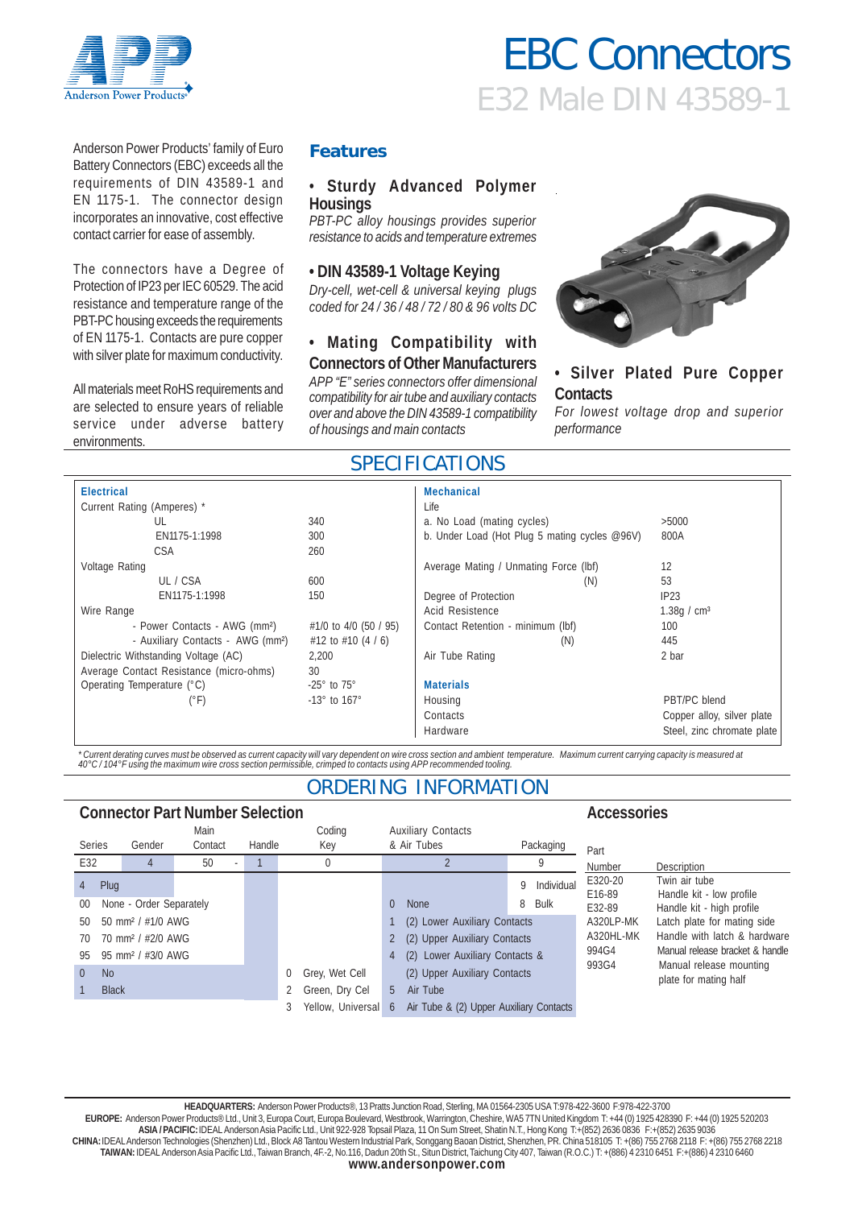# EBC Connectors

## E32 Male DIN 43589-1

Anderson Power Products' family of Euro Battery Connectors (EBC) exceeds all the requirements of DIN 43589-1 and EN 1175-1. The connector design incorporates an innovative, cost effective contact carrier for ease of assembly.

The connectors have a Degree of Protection of IP23 per IEC 60529. The acid resistance and temperature range of the PBT-PC housing exceeds the requirements of EN 1175-1. Contacts are pure copper with silver plate for maximum conductivity.

All materials meet RoHS requirements and are selected to ensure years of reliable service under adverse battery environments.

### Features

**• Sturdy Advanced Polymer Housings**
*PBT-PC alloy housings provides superior resistance to acids and temperature extremes*

**• DIN 43589-1 Voltage Keying**
*Dry-cell, wet-cell & universal keying plugs coded for 24 / 36 / 48 / 72 / 80 & 96 volts DC*

**• Mating Compatibility with Connectors of Other Manufacturers**
*APP "E" series connectors offer dimensional compatibility for air tube and auxiliary contacts over and above the DIN 43589-1 compatibility of housings and main contacts*

**• Silver Plated Pure Copper Contacts**
*For lowest voltage drop and superior performance*

## SPECIFICATIONS

| Electrical | | Mechanical | |
|---|---|---|---|
| Current Rating (Amperes) * | | Life | |
| UL | 340 | a. No Load (mating cycles) | >5000 |
| EN1175-1:1998 | 300 | b. Under Load (Hot Plug 5 mating cycles @96V) | 800A |
| CSA | 260 | | |
| Voltage Rating | | Average Mating / Unmating Force (lbf) | 12 |
| UL / CSA | 600 | (N) | 53 |
| EN1175-1:1998 | 150 | Degree of Protection | IP23 |
| Wire Range | | Acid Resistence | 1.38g / cm³ |
| - Power Contacts - AWG (mm²) | #1/0 to 4/0 (50 / 95) | Contact Retention - minimum (lbf) | 100 |
| - Auxiliary Contacts - AWG (mm²) | #12 to #10 (4 / 6) | (N) | 445 |
| Dielectric Withstanding Voltage (AC) | 2,200 | Air Tube Rating | 2 bar |
| Average Contact Resistance (micro-ohms) | 30 | | |
| Operating Temperature (°C) | -25° to 75° | **Materials** | |
| (°F) | -13° to 167° | Housing | PBT/PC blend |
| | | Contacts | Copper alloy, silver plate |
| | | Hardware | Steel, zinc chromate plate |

*\* Current derating curves must be observed as current capacity will vary dependent on wire cross section and ambient temperature. Maximum current carrying capacity is measured at 40°C / 104°F using the maximum wire cross section permissible, crimped to contacts using APP recommended tooling.*

## ORDERING INFORMATION

### Connector Part Number Selection

| Series | Gender | Main Contact | Handle | Coding Key | Auxiliary Contacts & Air Tubes | Packaging |
|---|---|---|---|---|---|---|
| E32 | 4 | 50 - | 1 | 0 | 2 | 9 |
| | 4 Plug | | | | | 9 Individual |
| | | 00 None - Order Separately | | | 0 None | 8 Bulk |
| | | 50 50 mm² / #1/0 AWG | | | 1 (2) Lower Auxiliary Contacts | |
| | | 70 70 mm² / #2/0 AWG | | | 2 (2) Upper Auxiliary Contacts | |
| | | 95 95 mm² / #3/0 AWG | | | 4 (2) Lower Auxiliary Contacts & (2) Upper Auxiliary Contacts | |
| | | | 0 No | 0 Grey, Wet Cell | | |
| | | | 1 Black | 2 Green, Dry Cel | 5 Air Tube | |
| | | | | 3 Yellow, Universal | 6 Air Tube & (2) Upper Auxiliary Contacts | |

### Accessories

| Part Number | Description |
|---|---|
| E320-20 | Twin air tube |
| E16-89 | Handle kit - low profile |
| E32-89 | Handle kit - high profile |
| A320LP-MK | Latch plate for mating side |
| A320HL-MK | Handle with latch & hardware |
| 994G4 | Manual release bracket & handle |
| 993G4 | Manual release mounting plate for mating half |

**HEADQUARTERS:** Anderson Power Products®, 13 Pratts Junction Road, Sterling, MA 01564-2305 USA T:978-422-3600 F:978-422-3700
**EUROPE:** Anderson Power Products® Ltd., Unit 3, Europa Court, Europa Boulevard, Westbrook, Warrington, Cheshire, WA5 7TN United Kingdom T: +44 (0) 1925 428390 F: +44 (0) 1925 520203
**ASIA / PACIFIC:** IDEAL Anderson Asia Pacific Ltd., Unit 922-928 Topsail Plaza, 11 On Sum Street, Shatin N.T., Hong Kong T:+(852) 2636 0836 F:+(852) 2635 9036
**CHINA:** IDEAL Anderson Technologies (Shenzhen) Ltd., Block A8 Tantou Western Industrial Park, Songgang Baoan District, Shenzhen, PR. China 518105 T: +(86) 755 2768 2118 F: +(86) 755 2768 2218
**TAIWAN:** IDEAL Anderson Asia Pacific Ltd., Taiwan Branch, 4F.-2, No.116, Dadun 20th St., Situn District, Taichung City 407, Taiwan (R.O.C.) T: +(886) 4 2310 6451 F:+(886) 4 2310 6460
**www.andersonpower.com**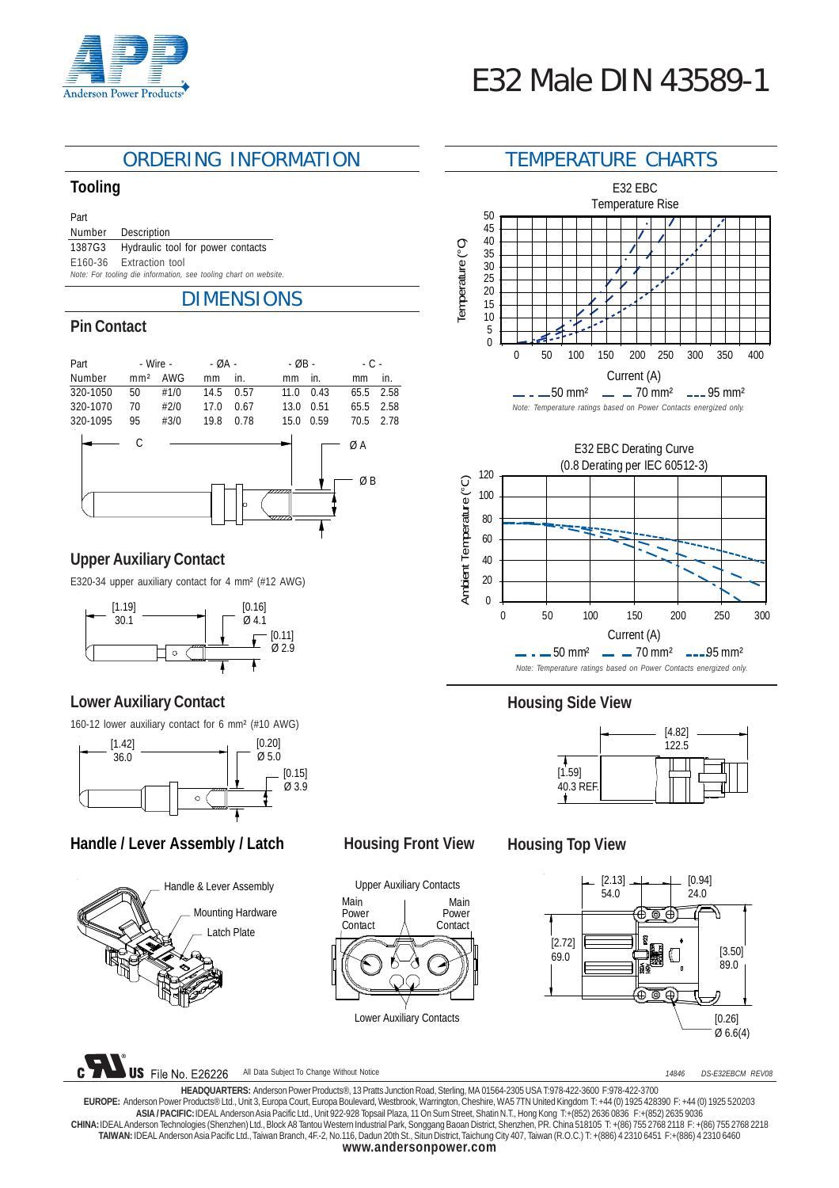# E32 Male DIN 43589-1

## ORDERING INFORMATION

### Tooling

| Part Number | Description |
|---|---|
| 1387G3 | Hydraulic tool for power contacts |
| E160-36 | Extraction tool |

*Note: For tooling die information, see tooling chart on website.*

## DIMENSIONS

### Pin Contact

| Part Number | - Wire - mm² | AWG | - ØA - mm | in. | - ØB - mm | in. | - C - mm | in. |
|---|---|---|---|---|---|---|---|---|
| 320-1050 | 50 | #1/0 | 14.5 | 0.57 | 11.0 | 0.43 | 65.5 | 2.58 |
| 320-1070 | 70 | #2/0 | 17.0 | 0.67 | 13.0 | 0.51 | 65.5 | 2.58 |
| 320-1095 | 95 | #3/0 | 19.8 | 0.78 | 15.0 | 0.59 | 70.5 | 2.78 |

C  
Ø A  
Ø B

### Upper Auxiliary Contact

E320-34 upper auxiliary contact for 4 mm² (#12 AWG)

[1.19] 30.1  
[0.16] Ø 4.1  
[0.11] Ø 2.9

### Lower Auxiliary Contact

160-12 lower auxiliary contact for 6 mm² (#10 AWG)

[1.42] 36.0  
[0.20] Ø 5.0  
[0.15] Ø 3.9

### Handle / Lever Assembly / Latch

Handle & Lever Assembly  
Mounting Hardware  
Latch Plate

### Housing Front View

Upper Auxiliary Contacts  
Main Power Contact  
Main Power Contact  
Lower Auxiliary Contacts

## TEMPERATURE CHARTS

E32 EBC  
Temperature Rise

Temperature (°C) vs. Current (A)

50 mm² | 70 mm² | 95 mm²

*Note: Temperature ratings based on Power Contacts energized only.*

E32 EBC Derating Curve  
(0.8 Derating per IEC 60512-3)

Ambient Temperature (°C) vs. Current (A)

50 mm² | 70 mm² | 95 mm²

*Note: Temperature ratings based on Power Contacts energized only.*

### Housing Side View

[4.82] 122.5  
[1.59] 40.3 REF.

### Housing Top View

[2.13] 54.0  
[0.94] 24.0  
[2.72] 69.0  
[3.50] 89.0  
[0.26] Ø 6.6(4)

File No. E26226  
All Data Subject To Change Without Notice

14846 DS-E32EBCM REV08

**HEADQUARTERS:** Anderson Power Products®, 13 Pratts Junction Road, Sterling, MA 01564-2305 USA T:978-422-3600 F:978-422-3700  
**EUROPE:** Anderson Power Products® Ltd., Unit 3, Europa Court, Europa Boulevard, Westbrook, Warrington, Cheshire, WA5 7TN United Kingdom T: +44 (0) 1925 428390 F: +44 (0) 1925 520203  
**ASIA / PACIFIC:** IDEAL Anderson Asia Pacific Ltd., Unit 922-928 Topsail Plaza, 11 On Sum Street, Shatin N.T., Hong Kong T:+(852) 2636 0836 F:+(852) 2635 9036  
**CHINA:** IDEAL Anderson Technologies (Shenzhen) Ltd., Block A8 Tantou Western Industrial Park, Songgang Baoan District, Shenzhen, PR. China 518105 T: +(86) 755 2768 2118 F: +(86) 755 2768 2218  
**TAIWAN:** IDEAL Anderson Asia Pacific Ltd., Taiwan Branch, 4F.-2, No.116, Dadun 20th St., Situn District, Taichung City 407, Taiwan (R.O.C.) T: +(886) 4 2310 6451 F:+(886) 4 2310 6460  
**www.andersonpower.com**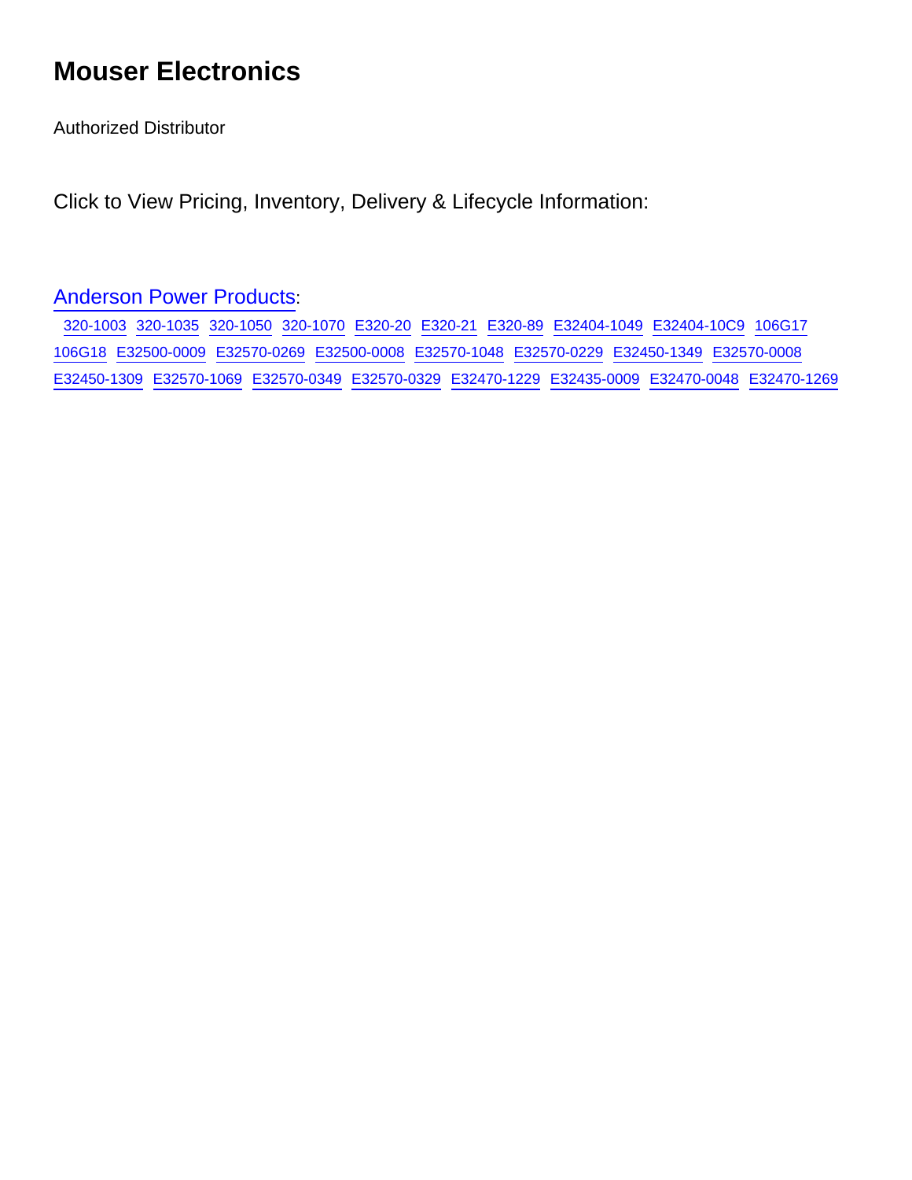# Mouser Electronics

Authorized Distributor

Click to View Pricing, Inventory, Delivery & Lifecycle Information:

Anderson Power Products:

320-1003 320-1035 320-1050 320-1070 E320-20 E320-21 E320-89 E32404-1049 E32404-10C9 106G17 106G18 E32500-0009 E32570-0269 E32500-0008 E32570-1048 E32570-0229 E32450-1349 E32570-0008 E32450-1309 E32570-1069 E32570-0349 E32570-0329 E32470-1229 E32435-0009 E32470-0048 E32470-1269